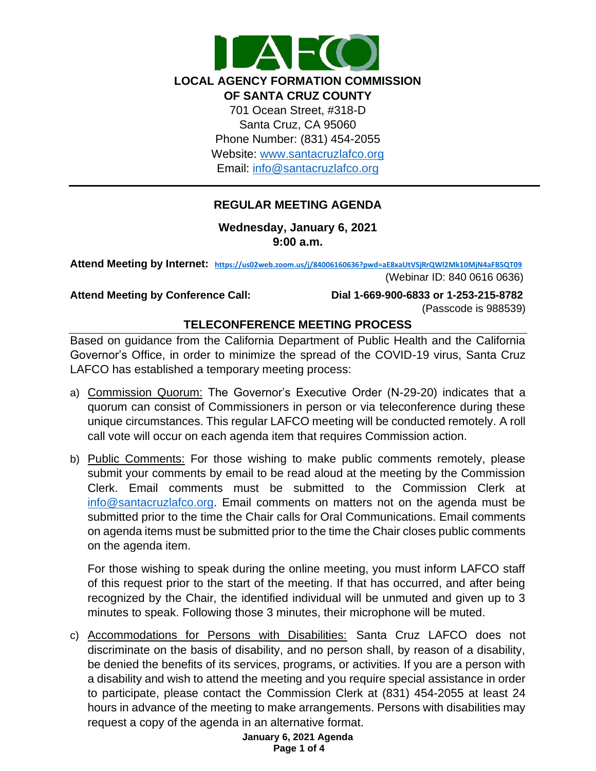# LOCAL AGENCY FORMATION COMMISSION OF SANTA CRUZ COUNTY

701 Ocean Street, #318-D
Santa Cruz, CA 95060
Phone Number: (831) 454-2055
Website: www.santacruzlafco.org
Email: info@santacruzlafco.org

---

## REGULAR MEETING AGENDA

**Wednesday, January 6, 2021**
**9:00 a.m.**

**Attend Meeting by Internet:** https://us02web.zoom.us/j/84006160636?pwd=aE8xaUtVSjRrQWl2Mk10MjN4aFB5QT09
(Webinar ID: 840 0616 0636)

**Attend Meeting by Conference Call:** **Dial 1-669-900-6833 or 1-253-215-8782**
(Passcode is 988539)

### TELECONFERENCE MEETING PROCESS

Based on guidance from the California Department of Public Health and the California Governor's Office, in order to minimize the spread of the COVID-19 virus, Santa Cruz LAFCO has established a temporary meeting process:

a) Commission Quorum: The Governor's Executive Order (N-29-20) indicates that a quorum can consist of Commissioners in person or via teleconference during these unique circumstances. This regular LAFCO meeting will be conducted remotely. A roll call vote will occur on each agenda item that requires Commission action.

b) Public Comments: For those wishing to make public comments remotely, please submit your comments by email to be read aloud at the meeting by the Commission Clerk. Email comments must be submitted to the Commission Clerk at info@santacruzlafco.org. Email comments on matters not on the agenda must be submitted prior to the time the Chair calls for Oral Communications. Email comments on agenda items must be submitted prior to the time the Chair closes public comments on the agenda item.

   For those wishing to speak during the online meeting, you must inform LAFCO staff of this request prior to the start of the meeting. If that has occurred, and after being recognized by the Chair, the identified individual will be unmuted and given up to 3 minutes to speak. Following those 3 minutes, their microphone will be muted.

c) Accommodations for Persons with Disabilities: Santa Cruz LAFCO does not discriminate on the basis of disability, and no person shall, by reason of a disability, be denied the benefits of its services, programs, or activities. If you are a person with a disability and wish to attend the meeting and you require special assistance in order to participate, please contact the Commission Clerk at (831) 454-2055 at least 24 hours in advance of the meeting to make arrangements. Persons with disabilities may request a copy of the agenda in an alternative format.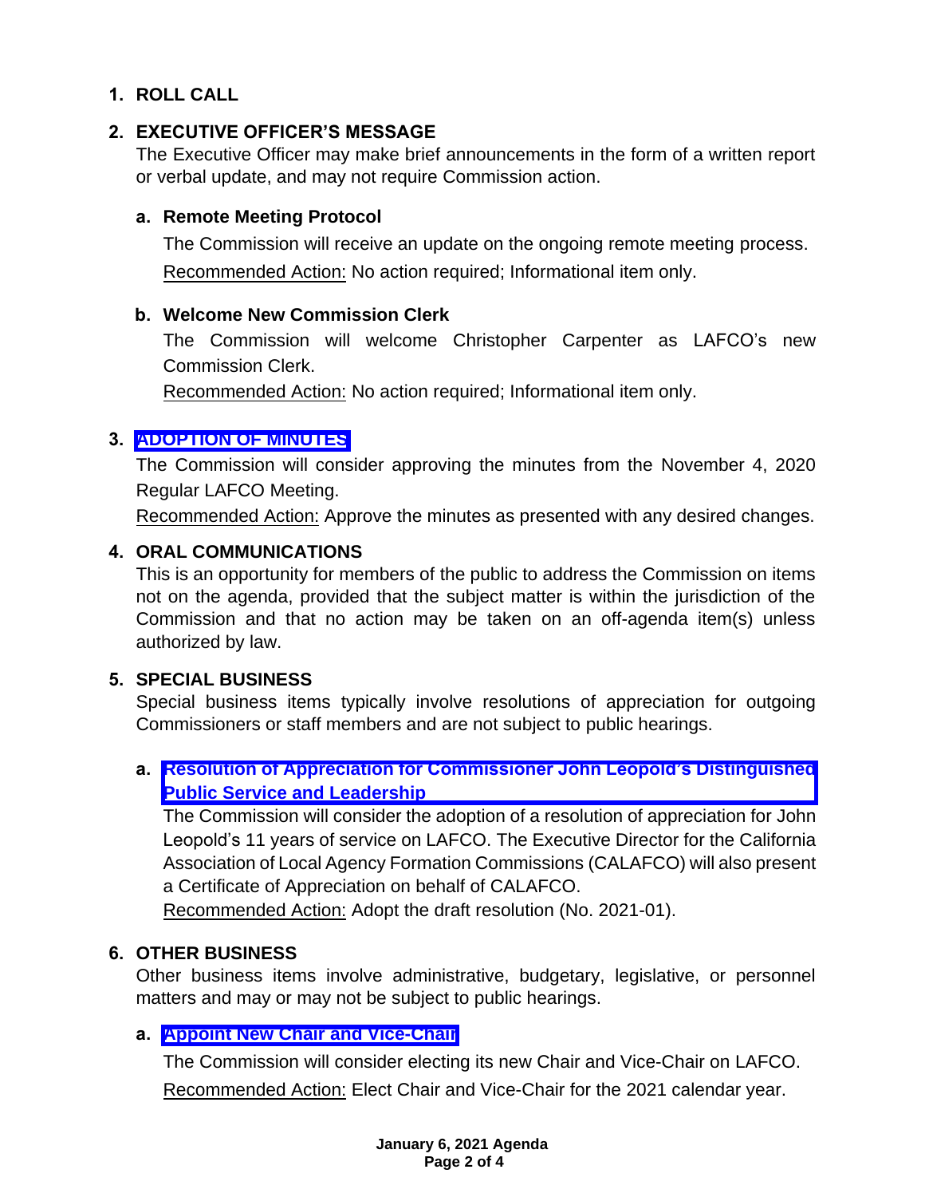## 1. ROLL CALL

## 2. EXECUTIVE OFFICER'S MESSAGE

The Executive Officer may make brief announcements in the form of a written report or verbal update, and may not require Commission action.

### a. Remote Meeting Protocol

The Commission will receive an update on the ongoing remote meeting process.

Recommended Action: No action required; Informational item only.

### b. Welcome New Commission Clerk

The Commission will welcome Christopher Carpenter as LAFCO's new Commission Clerk.

Recommended Action: No action required; Informational item only.

## 3. ADOPTION OF MINUTES

The Commission will consider approving the minutes from the November 4, 2020 Regular LAFCO Meeting.

Recommended Action: Approve the minutes as presented with any desired changes.

## 4. ORAL COMMUNICATIONS

This is an opportunity for members of the public to address the Commission on items not on the agenda, provided that the subject matter is within the jurisdiction of the Commission and that no action may be taken on an off-agenda item(s) unless authorized by law.

## 5. SPECIAL BUSINESS

Special business items typically involve resolutions of appreciation for outgoing Commissioners or staff members and are not subject to public hearings.

### a. Resolution of Appreciation for Commissioner John Leopold's Distinguished Public Service and Leadership

The Commission will consider the adoption of a resolution of appreciation for John Leopold's 11 years of service on LAFCO. The Executive Director for the California Association of Local Agency Formation Commissions (CALAFCO) will also present a Certificate of Appreciation on behalf of CALAFCO.

Recommended Action: Adopt the draft resolution (No. 2021-01).

## 6. OTHER BUSINESS

Other business items involve administrative, budgetary, legislative, or personnel matters and may or may not be subject to public hearings.

### a. Appoint New Chair and Vice-Chair

The Commission will consider electing its new Chair and Vice-Chair on LAFCO.

Recommended Action: Elect Chair and Vice-Chair for the 2021 calendar year.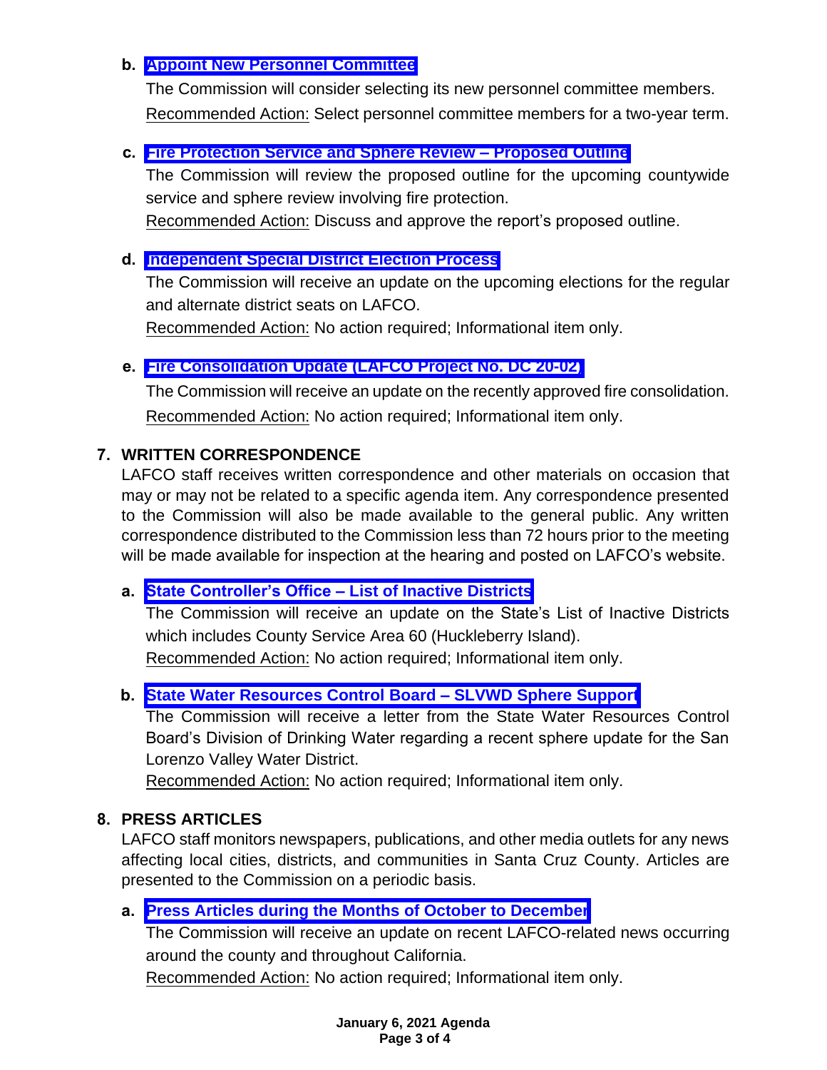**b. Appoint New Personnel Committee**

The Commission will consider selecting its new personnel committee members.

Recommended Action: Select personnel committee members for a two-year term.

**c. Fire Protection Service and Sphere Review – Proposed Outline**

The Commission will review the proposed outline for the upcoming countywide service and sphere review involving fire protection.

Recommended Action: Discuss and approve the report's proposed outline.

**d. Independent Special District Election Process**

The Commission will receive an update on the upcoming elections for the regular and alternate district seats on LAFCO.

Recommended Action: No action required; Informational item only.

**e. Fire Consolidation Update (LAFCO Project No. DC 20-02)**

The Commission will receive an update on the recently approved fire consolidation.

Recommended Action: No action required; Informational item only.

## 7. WRITTEN CORRESPONDENCE

LAFCO staff receives written correspondence and other materials on occasion that may or may not be related to a specific agenda item. Any correspondence presented to the Commission will also be made available to the general public. Any written correspondence distributed to the Commission less than 72 hours prior to the meeting will be made available for inspection at the hearing and posted on LAFCO's website.

**a. State Controller's Office – List of Inactive Districts**

The Commission will receive an update on the State's List of Inactive Districts which includes County Service Area 60 (Huckleberry Island).

Recommended Action: No action required; Informational item only.

**b. State Water Resources Control Board – SLVWD Sphere Support**

The Commission will receive a letter from the State Water Resources Control Board's Division of Drinking Water regarding a recent sphere update for the San Lorenzo Valley Water District.

Recommended Action: No action required; Informational item only.

## 8. PRESS ARTICLES

LAFCO staff monitors newspapers, publications, and other media outlets for any news affecting local cities, districts, and communities in Santa Cruz County. Articles are presented to the Commission on a periodic basis.

**a. Press Articles during the Months of October to December**

The Commission will receive an update on recent LAFCO-related news occurring around the county and throughout California.

Recommended Action: No action required; Informational item only.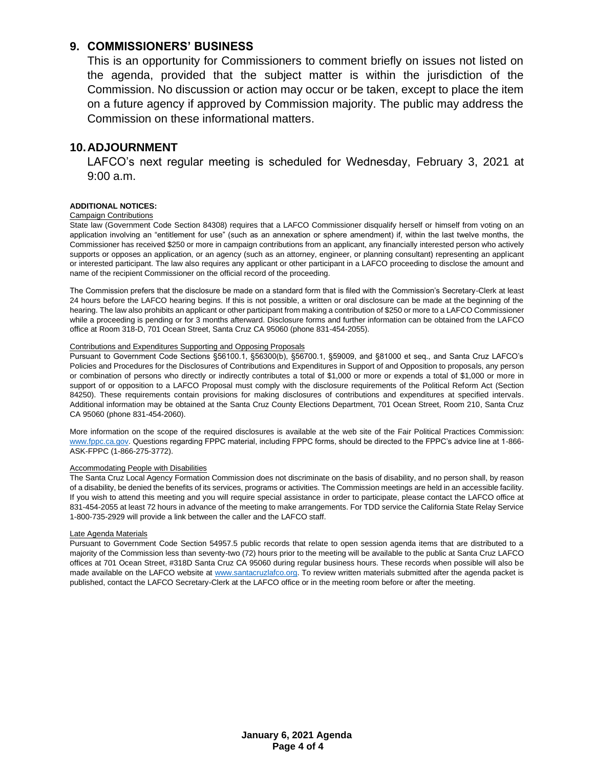## 9. COMMISSIONERS' BUSINESS

This is an opportunity for Commissioners to comment briefly on issues not listed on the agenda, provided that the subject matter is within the jurisdiction of the Commission. No discussion or action may occur or be taken, except to place the item on a future agency if approved by Commission majority. The public may address the Commission on these informational matters.

## 10. ADJOURNMENT

LAFCO's next regular meeting is scheduled for Wednesday, February 3, 2021 at 9:00 a.m.

**ADDITIONAL NOTICES:**

Campaign Contributions

State law (Government Code Section 84308) requires that a LAFCO Commissioner disqualify herself or himself from voting on an application involving an "entitlement for use" (such as an annexation or sphere amendment) if, within the last twelve months, the Commissioner has received $250 or more in campaign contributions from an applicant, any financially interested person who actively supports or opposes an application, or an agency (such as an attorney, engineer, or planning consultant) representing an applicant or interested participant. The law also requires any applicant or other participant in a LAFCO proceeding to disclose the amount and name of the recipient Commissioner on the official record of the proceeding.

The Commission prefers that the disclosure be made on a standard form that is filed with the Commission's Secretary-Clerk at least 24 hours before the LAFCO hearing begins. If this is not possible, a written or oral disclosure can be made at the beginning of the hearing. The law also prohibits an applicant or other participant from making a contribution of $250 or more to a LAFCO Commissioner while a proceeding is pending or for 3 months afterward. Disclosure forms and further information can be obtained from the LAFCO office at Room 318-D, 701 Ocean Street, Santa Cruz CA 95060 (phone 831-454-2055).

Contributions and Expenditures Supporting and Opposing Proposals

Pursuant to Government Code Sections §56100.1, §56300(b), §56700.1, §59009, and §81000 et seq., and Santa Cruz LAFCO's Policies and Procedures for the Disclosures of Contributions and Expenditures in Support of and Opposition to proposals, any person or combination of persons who directly or indirectly contributes a total of $1,000 or more or expends a total of $1,000 or more in support of or opposition to a LAFCO Proposal must comply with the disclosure requirements of the Political Reform Act (Section 84250). These requirements contain provisions for making disclosures of contributions and expenditures at specified intervals. Additional information may be obtained at the Santa Cruz County Elections Department, 701 Ocean Street, Room 210, Santa Cruz CA 95060 (phone 831-454-2060).

More information on the scope of the required disclosures is available at the web site of the Fair Political Practices Commission: www.fppc.ca.gov. Questions regarding FPPC material, including FPPC forms, should be directed to the FPPC's advice line at 1-866-ASK-FPPC (1-866-275-3772).

Accommodating People with Disabilities

The Santa Cruz Local Agency Formation Commission does not discriminate on the basis of disability, and no person shall, by reason of a disability, be denied the benefits of its services, programs or activities. The Commission meetings are held in an accessible facility. If you wish to attend this meeting and you will require special assistance in order to participate, please contact the LAFCO office at 831-454-2055 at least 72 hours in advance of the meeting to make arrangements. For TDD service the California State Relay Service 1-800-735-2929 will provide a link between the caller and the LAFCO staff.

Late Agenda Materials

Pursuant to Government Code Section 54957.5 public records that relate to open session agenda items that are distributed to a majority of the Commission less than seventy-two (72) hours prior to the meeting will be available to the public at Santa Cruz LAFCO offices at 701 Ocean Street, #318D Santa Cruz CA 95060 during regular business hours. These records when possible will also be made available on the LAFCO website at www.santacruzlafco.org. To review written materials submitted after the agenda packet is published, contact the LAFCO Secretary-Clerk at the LAFCO office or in the meeting room before or after the meeting.